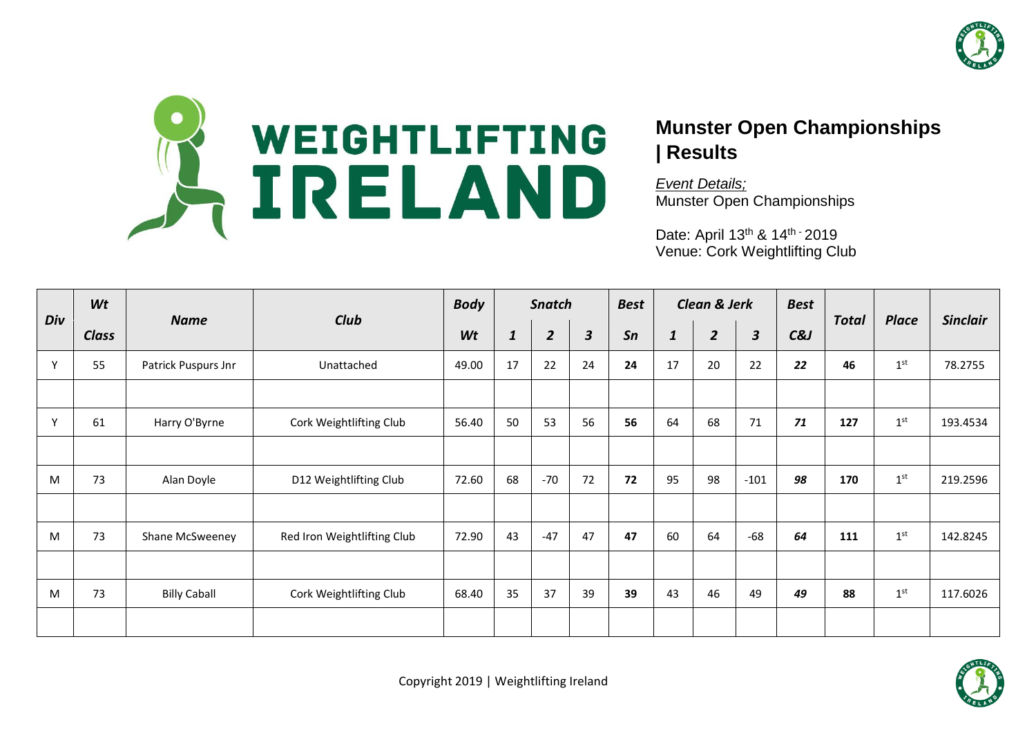# Munster Open Championships | Results

*Event Details;*
Munster Open Championships

Date: April 13th & 14th 2019
Venue: Cork Weightlifting Club

| Div | Wt Class | Name | Club | Body Wt | Snatch 1 | Snatch 2 | Snatch 3 | Best Sn | Clean & Jerk 1 | Clean & Jerk 2 | Clean & Jerk 3 | Best C&J | Total | Place | Sinclair |
|---|---|---|---|---|---|---|---|---|---|---|---|---|---|---|---|
| Y | 55 | Patrick Puspurs Jnr | Unattached | 49.00 | 17 | 22 | 24 | **24** | 17 | 20 | 22 | ***22*** | **46** | 1st | 78.2755 |
| | | | | | | | | | | | | | | | |
| Y | 61 | Harry O'Byrne | Cork Weightlifting Club | 56.40 | 50 | 53 | 56 | **56** | 64 | 68 | 71 | ***71*** | **127** | 1st | 193.4534 |
| | | | | | | | | | | | | | | | |
| M | 73 | Alan Doyle | D12 Weightlifting Club | 72.60 | 68 | -70 | 72 | **72** | 95 | 98 | -101 | ***98*** | **170** | 1st | 219.2596 |
| | | | | | | | | | | | | | | | |
| M | 73 | Shane McSweeney | Red Iron Weightlifting Club | 72.90 | 43 | -47 | 47 | **47** | 60 | 64 | -68 | ***64*** | **111** | 1st | 142.8245 |
| | | | | | | | | | | | | | | | |
| M | 73 | Billy Caball | Cork Weightlifting Club | 68.40 | 35 | 37 | 39 | **39** | 43 | 46 | 49 | ***49*** | **88** | 1st | 117.6026 |
| | | | | | | | | | | | | | | | |

Copyright 2019 | Weightlifting Ireland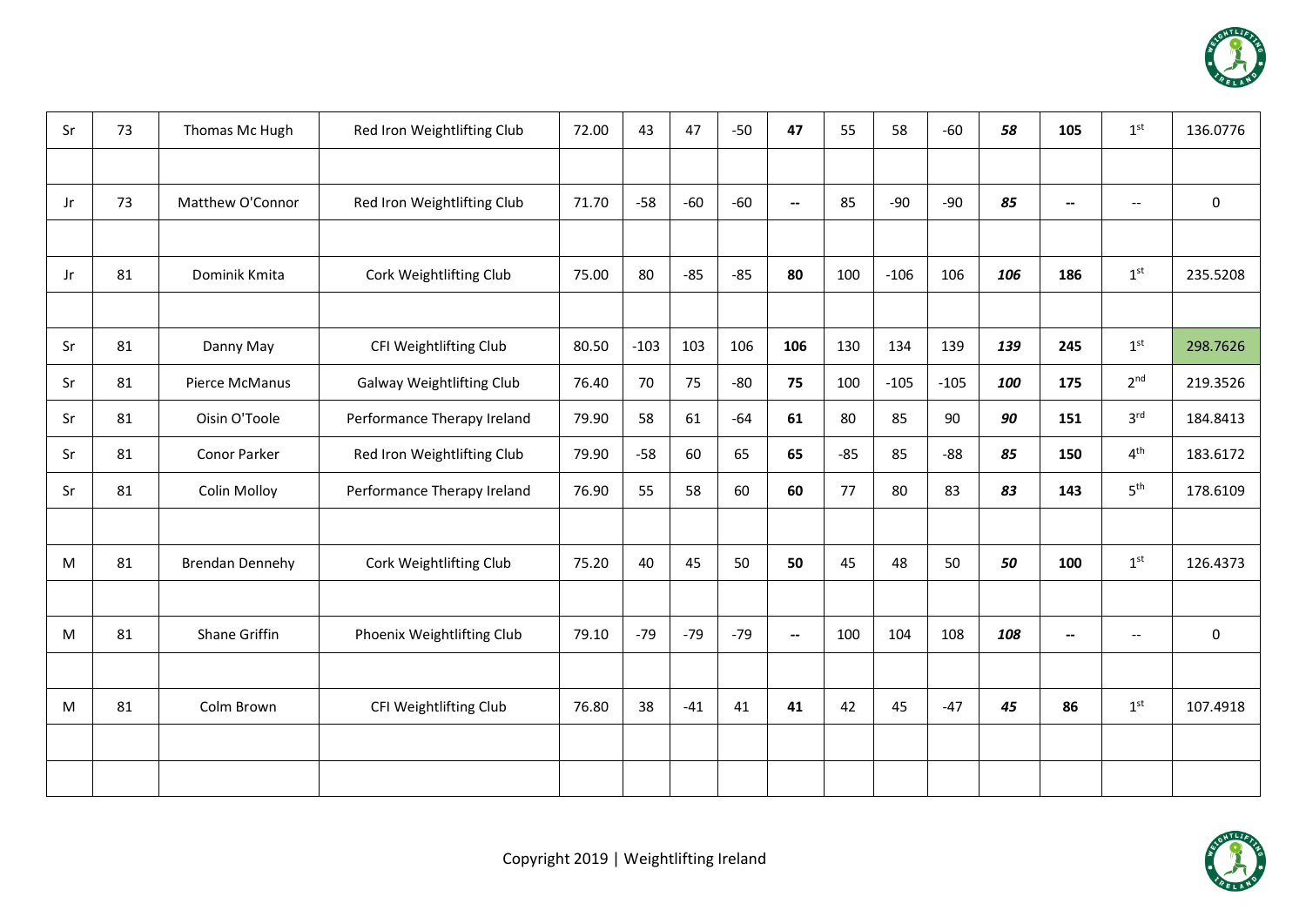| | | | | | | | | | | | | | | | | |
|---|---|---|---|---|---|---|---|---|---|---|---|---|---|---|---|---|
| Sr | 73 | Thomas Mc Hugh | Red Iron Weightlifting Club | 72.00 | 43 | 47 | -50 | **47** | 55 | 58 | -60 | ***58*** | **105** | 1st | 136.0776 |
| | | | | | | | | | | | | | | | |
| Jr | 73 | Matthew O'Connor | Red Iron Weightlifting Club | 71.70 | -58 | -60 | -60 | **--** | 85 | -90 | -90 | ***85*** | **--** | -- | 0 |
| | | | | | | | | | | | | | | | |
| Jr | 81 | Dominik Kmita | Cork Weightlifting Club | 75.00 | 80 | -85 | -85 | **80** | 100 | -106 | 106 | ***106*** | **186** | 1st | 235.5208 |
| | | | | | | | | | | | | | | | |
| Sr | 81 | Danny May | CFI Weightlifting Club | 80.50 | -103 | 103 | 106 | **106** | 130 | 134 | 139 | ***139*** | **245** | 1st | 298.7626 |
| Sr | 81 | Pierce McManus | Galway Weightlifting Club | 76.40 | 70 | 75 | -80 | **75** | 100 | -105 | -105 | ***100*** | **175** | 2nd | 219.3526 |
| Sr | 81 | Oisin O'Toole | Performance Therapy Ireland | 79.90 | 58 | 61 | -64 | **61** | 80 | 85 | 90 | ***90*** | **151** | 3rd | 184.8413 |
| Sr | 81 | Conor Parker | Red Iron Weightlifting Club | 79.90 | -58 | 60 | 65 | **65** | -85 | 85 | -88 | ***85*** | **150** | 4th | 183.6172 |
| Sr | 81 | Colin Molloy | Performance Therapy Ireland | 76.90 | 55 | 58 | 60 | **60** | 77 | 80 | 83 | ***83*** | **143** | 5th | 178.6109 |
| | | | | | | | | | | | | | | | |
| M | 81 | Brendan Dennehy | Cork Weightlifting Club | 75.20 | 40 | 45 | 50 | **50** | 45 | 48 | 50 | ***50*** | **100** | 1st | 126.4373 |
| | | | | | | | | | | | | | | | |
| M | 81 | Shane Griffin | Phoenix Weightlifting Club | 79.10 | -79 | -79 | -79 | **--** | 100 | 104 | 108 | ***108*** | **--** | -- | 0 |
| | | | | | | | | | | | | | | | |
| M | 81 | Colm Brown | CFI Weightlifting Club | 76.80 | 38 | -41 | 41 | **41** | 42 | 45 | -47 | ***45*** | **86** | 1st | 107.4918 |
| | | | | | | | | | | | | | | | |
| | | | | | | | | | | | | | | | |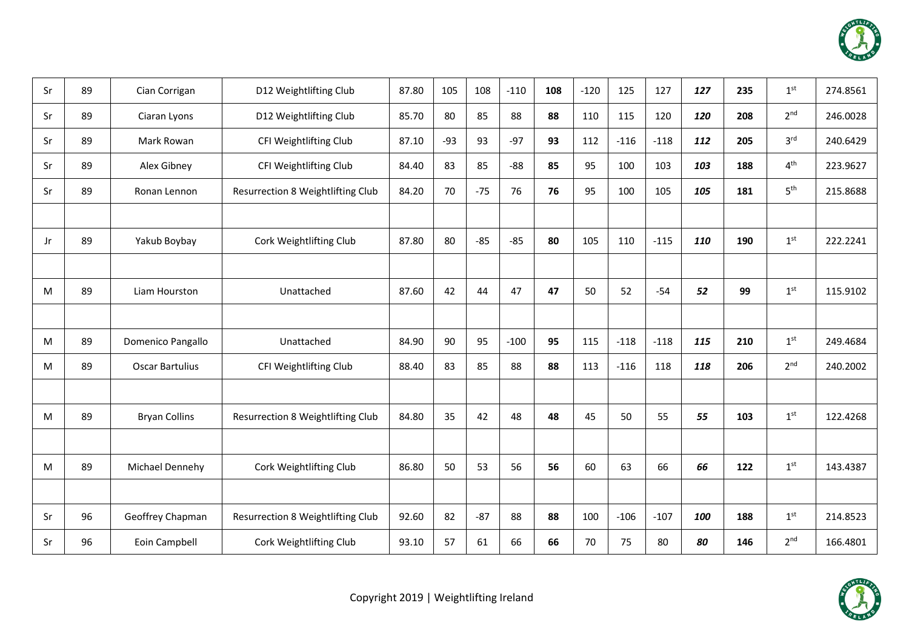| Sr | 89 | Cian Corrigan | D12 Weightlifting Club | 87.80 | 105 | 108 | -110 | **108** | -120 | 125 | 127 | ***127*** | **235** | 1st | 274.8561 |
|---|---|---|---|---|---|---|---|---|---|---|---|---|---|---|---|
| Sr | 89 | Ciaran Lyons | D12 Weightlifting Club | 85.70 | 80 | 85 | 88 | **88** | 110 | 115 | 120 | ***120*** | **208** | 2nd | 246.0028 |
| Sr | 89 | Mark Rowan | CFI Weightlifting Club | 87.10 | -93 | 93 | -97 | **93** | 112 | -116 | -118 | ***112*** | **205** | 3rd | 240.6429 |
| Sr | 89 | Alex Gibney | CFI Weightlifting Club | 84.40 | 83 | 85 | -88 | **85** | 95 | 100 | 103 | ***103*** | **188** | 4th | 223.9627 |
| Sr | 89 | Ronan Lennon | Resurrection 8 Weightlifting Club | 84.20 | 70 | -75 | 76 | **76** | 95 | 100 | 105 | ***105*** | **181** | 5th | 215.8688 |
| | | | | | | | | | | | | | | | |
| Jr | 89 | Yakub Boybay | Cork Weightlifting Club | 87.80 | 80 | -85 | -85 | **80** | 105 | 110 | -115 | ***110*** | **190** | 1st | 222.2241 |
| | | | | | | | | | | | | | | | |
| M | 89 | Liam Hourston | Unattached | 87.60 | 42 | 44 | 47 | **47** | 50 | 52 | -54 | ***52*** | **99** | 1st | 115.9102 |
| | | | | | | | | | | | | | | | |
| M | 89 | Domenico Pangallo | Unattached | 84.90 | 90 | 95 | -100 | **95** | 115 | -118 | -118 | ***115*** | **210** | 1st | 249.4684 |
| M | 89 | Oscar Bartulius | CFI Weightlifting Club | 88.40 | 83 | 85 | 88 | **88** | 113 | -116 | 118 | ***118*** | **206** | 2nd | 240.2002 |
| | | | | | | | | | | | | | | | |
| M | 89 | Bryan Collins | Resurrection 8 Weightlifting Club | 84.80 | 35 | 42 | 48 | **48** | 45 | 50 | 55 | ***55*** | **103** | 1st | 122.4268 |
| | | | | | | | | | | | | | | | |
| M | 89 | Michael Dennehy | Cork Weightlifting Club | 86.80 | 50 | 53 | 56 | **56** | 60 | 63 | 66 | ***66*** | **122** | 1st | 143.4387 |
| | | | | | | | | | | | | | | | |
| Sr | 96 | Geoffrey Chapman | Resurrection 8 Weightlifting Club | 92.60 | 82 | -87 | 88 | **88** | 100 | -106 | -107 | ***100*** | **188** | 1st | 214.8523 |
| Sr | 96 | Eoin Campbell | Cork Weightlifting Club | 93.10 | 57 | 61 | 66 | **66** | 70 | 75 | 80 | ***80*** | **146** | 2nd | 166.4801 |

Copyright 2019 | Weightlifting Ireland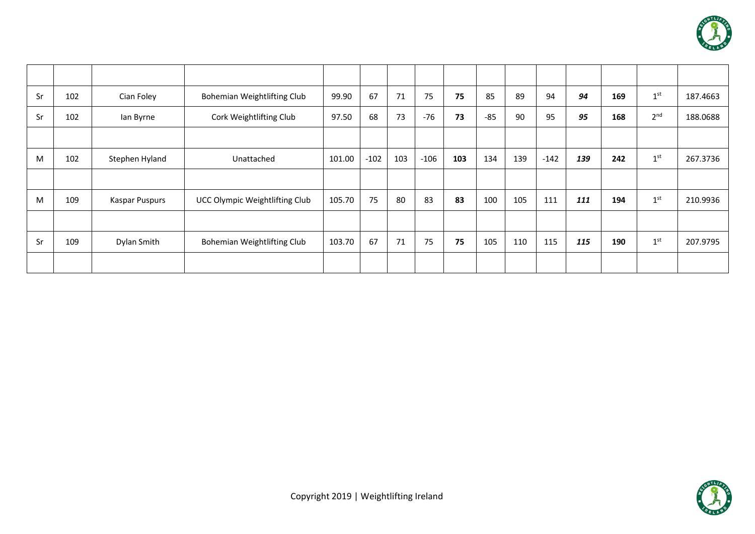| | | | | | | | | | | | | | | | |
|---|---|---|---|---|---|---|---|---|---|---|---|---|---|---|---|
| | | | | | | | | | | | | | | | |
| Sr | 102 | Cian Foley | Bohemian Weightlifting Club | 99.90 | 67 | 71 | 75 | **75** | 85 | 89 | 94 | ***94*** | **169** | 1st | 187.4663 |
| Sr | 102 | Ian Byrne | Cork Weightlifting Club | 97.50 | 68 | 73 | -76 | **73** | -85 | 90 | 95 | ***95*** | **168** | 2nd | 188.0688 |
| | | | | | | | | | | | | | | | |
| M | 102 | Stephen Hyland | Unattached | 101.00 | -102 | 103 | -106 | **103** | 134 | 139 | -142 | ***139*** | **242** | 1st | 267.3736 |
| | | | | | | | | | | | | | | | |
| M | 109 | Kaspar Puspurs | UCC Olympic Weightlifting Club | 105.70 | 75 | 80 | 83 | **83** | 100 | 105 | 111 | ***111*** | **194** | 1st | 210.9936 |
| | | | | | | | | | | | | | | | |
| Sr | 109 | Dylan Smith | Bohemian Weightlifting Club | 103.70 | 67 | 71 | 75 | **75** | 105 | 110 | 115 | ***115*** | **190** | 1st | 207.9795 |
| | | | | | | | | | | | | | | | |

Copyright 2019 | Weightlifting Ireland